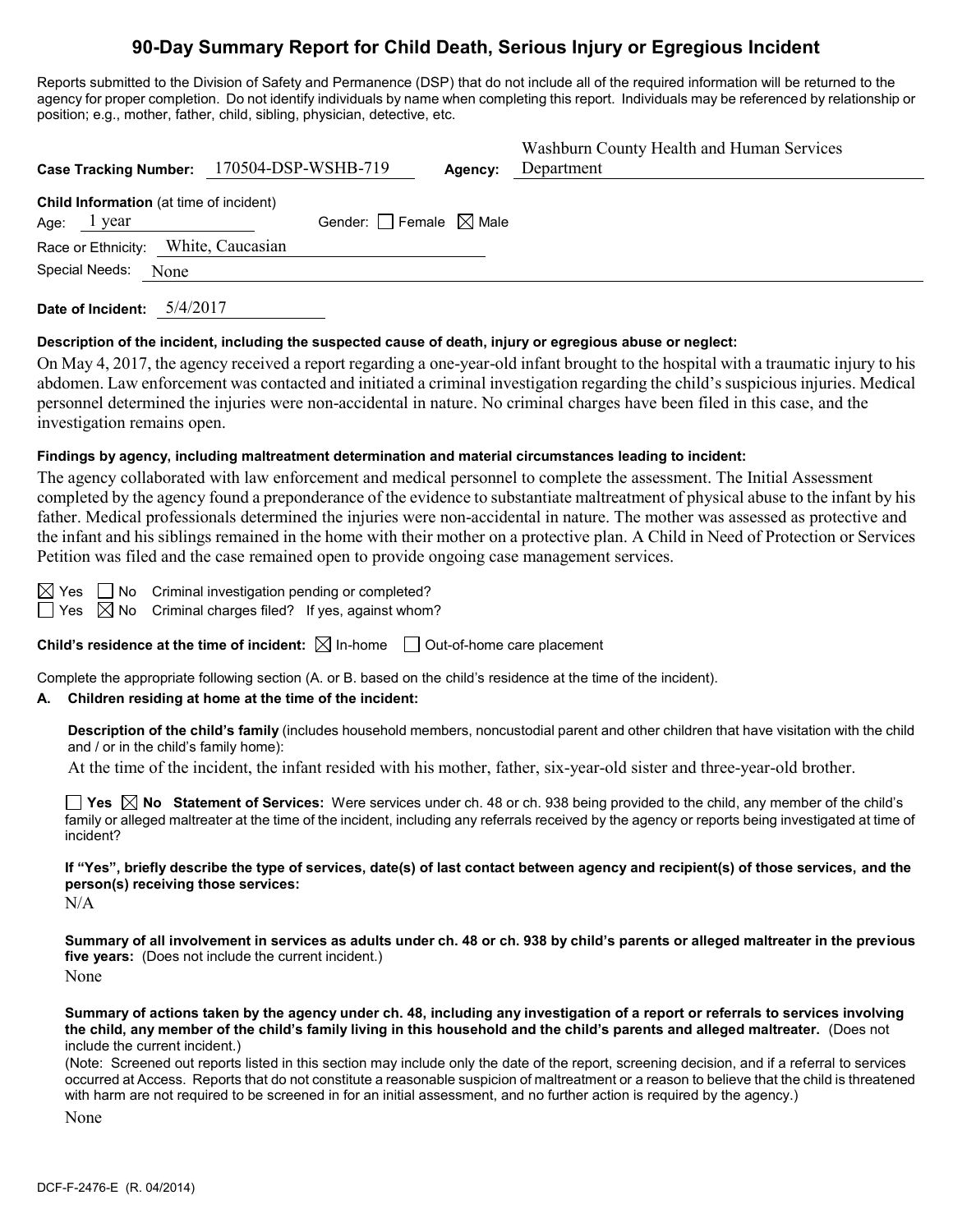# 90-Day Summary Report for Child Death, Serious Injury or Egregious Incident

Reports submitted to the Division of Safety and Permanence (DSP) that do not include all of the required information will be returned to the agency for proper completion. Do not identify individuals by name when completing this report. Individuals may be referenced by relationship or position; e.g., mother, father, child, sibling, physician, detective, etc.

**Case Tracking Number:** 170504-DSP-WSHB-719 **Agency:** Washburn County Health and Human Services Department

**Child Information** (at time of incident)

Age: 1 year Gender: ☐ Female ☒ Male

Race or Ethnicity: White, Caucasian

Special Needs: None

**Date of Incident:** 5/4/2017

**Description of the incident, including the suspected cause of death, injury or egregious abuse or neglect:**

On May 4, 2017, the agency received a report regarding a one-year-old infant brought to the hospital with a traumatic injury to his abdomen. Law enforcement was contacted and initiated a criminal investigation regarding the child's suspicious injuries. Medical personnel determined the injuries were non-accidental in nature. No criminal charges have been filed in this case, and the investigation remains open.

**Findings by agency, including maltreatment determination and material circumstances leading to incident:**

The agency collaborated with law enforcement and medical personnel to complete the assessment. The Initial Assessment completed by the agency found a preponderance of the evidence to substantiate maltreatment of physical abuse to the infant by his father. Medical professionals determined the injuries were non-accidental in nature. The mother was assessed as protective and the infant and his siblings remained in the home with their mother on a protective plan. A Child in Need of Protection or Services Petition was filed and the case remained open to provide ongoing case management services.

☒ Yes ☐ No Criminal investigation pending or completed?

☐ Yes ☒ No Criminal charges filed? If yes, against whom?

**Child's residence at the time of incident:** ☒ In-home ☐ Out-of-home care placement

Complete the appropriate following section (A. or B. based on the child's residence at the time of the incident).

**A. Children residing at home at the time of the incident:**

**Description of the child's family** (includes household members, noncustodial parent and other children that have visitation with the child and / or in the child's family home):

At the time of the incident, the infant resided with his mother, father, six-year-old sister and three-year-old brother.

☐ **Yes** ☒ **No** **Statement of Services:** Were services under ch. 48 or ch. 938 being provided to the child, any member of the child's family or alleged maltreater at the time of the incident, including any referrals received by the agency or reports being investigated at time of incident?

**If "Yes", briefly describe the type of services, date(s) of last contact between agency and recipient(s) of those services, and the person(s) receiving those services:**

N/A

**Summary of all involvement in services as adults under ch. 48 or ch. 938 by child's parents or alleged maltreater in the previous five years:** (Does not include the current incident.)

None

**Summary of actions taken by the agency under ch. 48, including any investigation of a report or referrals to services involving the child, any member of the child's family living in this household and the child's parents and alleged maltreater.** (Does not include the current incident.)

(Note: Screened out reports listed in this section may include only the date of the report, screening decision, and if a referral to services occurred at Access. Reports that do not constitute a reasonable suspicion of maltreatment or a reason to believe that the child is threatened with harm are not required to be screened in for an initial assessment, and no further action is required by the agency.)

None

DCF-F-2476-E (R. 04/2014)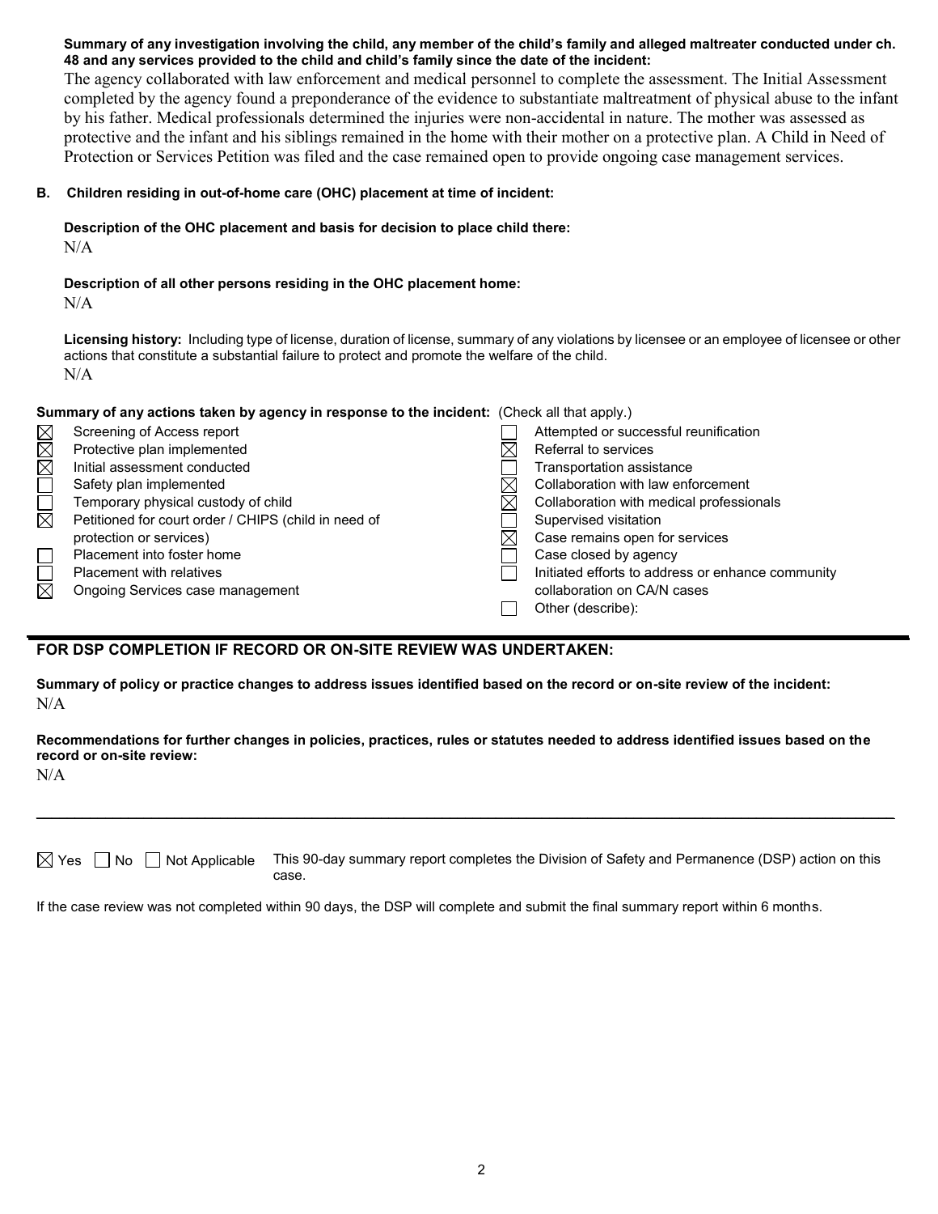**Summary of any investigation involving the child, any member of the child's family and alleged maltreater conducted under ch. 48 and any services provided to the child and child's family since the date of the incident:**

The agency collaborated with law enforcement and medical personnel to complete the assessment. The Initial Assessment completed by the agency found a preponderance of the evidence to substantiate maltreatment of physical abuse to the infant by his father. Medical professionals determined the injuries were non-accidental in nature. The mother was assessed as protective and the infant and his siblings remained in the home with their mother on a protective plan. A Child in Need of Protection or Services Petition was filed and the case remained open to provide ongoing case management services.

**B. Children residing in out-of-home care (OHC) placement at time of incident:**

**Description of the OHC placement and basis for decision to place child there:**
N/A

**Description of all other persons residing in the OHC placement home:**
N/A

**Licensing history:** Including type of license, duration of license, summary of any violations by licensee or an employee of licensee or other actions that constitute a substantial failure to protect and promote the welfare of the child.
N/A

**Summary of any actions taken by agency in response to the incident:** (Check all that apply.)

- ☒ Screening of Access report
- ☒ Protective plan implemented
- ☒ Initial assessment conducted
- ☐ Safety plan implemented
- ☐ Temporary physical custody of child
- ☒ Petitioned for court order / CHIPS (child in need of protection or services)
- ☐ Placement into foster home
- ☐ Placement with relatives
- ☒ Ongoing Services case management
- ☐ Attempted or successful reunification
- ☒ Referral to services
- ☐ Transportation assistance
- ☒ Collaboration with law enforcement
- ☒ Collaboration with medical professionals
- ☐ Supervised visitation
- ☒ Case remains open for services
- ☐ Case closed by agency
- ☐ Initiated efforts to address or enhance community collaboration on CA/N cases
- ☐ Other (describe):

## FOR DSP COMPLETION IF RECORD OR ON-SITE REVIEW WAS UNDERTAKEN:

**Summary of policy or practice changes to address issues identified based on the record or on-site review of the incident:**
N/A

**Recommendations for further changes in policies, practices, rules or statutes needed to address identified issues based on the record or on-site review:**
N/A

---

☒ Yes ☐ No ☐ Not Applicable This 90-day summary report completes the Division of Safety and Permanence (DSP) action on this case.

If the case review was not completed within 90 days, the DSP will complete and submit the final summary report within 6 months.